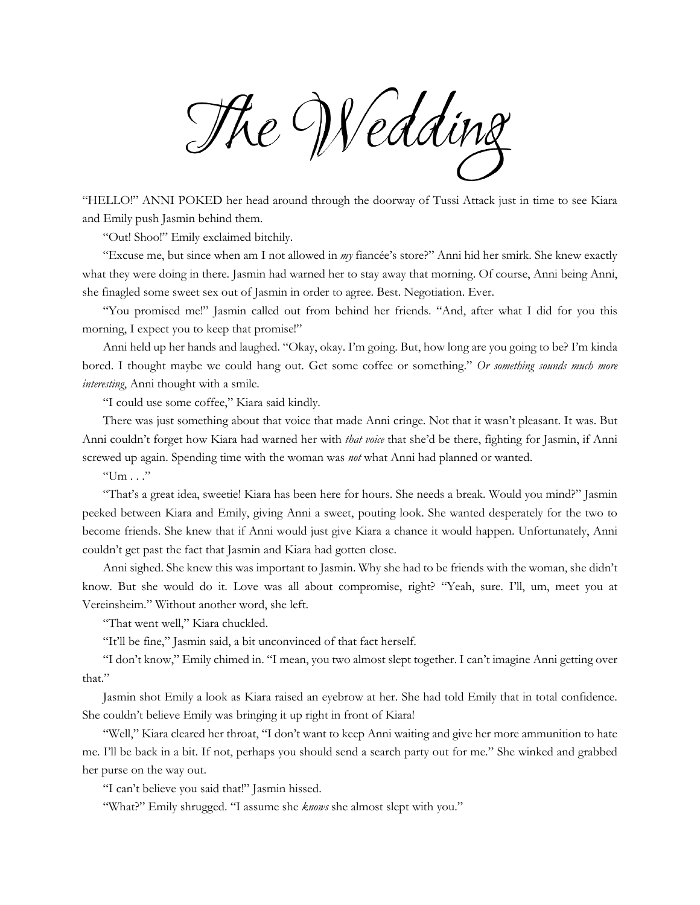# The Wedding

"HELLO!" ANNI POKED her head around through the doorway of Tussi Attack just in time to see Kiara and Emily push Jasmin behind them.

"Out! Shoo!" Emily exclaimed bitchily.

"Excuse me, but since when am I not allowed in *my* fiancée's store?" Anni hid her smirk. She knew exactly what they were doing in there. Jasmin had warned her to stay away that morning. Of course, Anni being Anni, she finagled some sweet sex out of Jasmin in order to agree. Best. Negotiation. Ever.

"You promised me!" Jasmin called out from behind her friends. "And, after what I did for you this morning, I expect you to keep that promise!"

Anni held up her hands and laughed. "Okay, okay. I'm going. But, how long are you going to be? I'm kinda bored. I thought maybe we could hang out. Get some coffee or something." *Or something sounds much more interesting*, Anni thought with a smile.

"I could use some coffee," Kiara said kindly.

There was just something about that voice that made Anni cringe. Not that it wasn't pleasant. It was. But Anni couldn't forget how Kiara had warned her with *that voice* that she'd be there, fighting for Jasmin, if Anni screwed up again. Spending time with the woman was *not* what Anni had planned or wanted.

"Um . . ."

"That's a great idea, sweetie! Kiara has been here for hours. She needs a break. Would you mind?" Jasmin peeked between Kiara and Emily, giving Anni a sweet, pouting look. She wanted desperately for the two to become friends. She knew that if Anni would just give Kiara a chance it would happen. Unfortunately, Anni couldn't get past the fact that Jasmin and Kiara had gotten close.

Anni sighed. She knew this was important to Jasmin. Why she had to be friends with the woman, she didn't know. But she would do it. Love was all about compromise, right? "Yeah, sure. I'll, um, meet you at Vereinsheim." Without another word, she left.

"That went well," Kiara chuckled.

"It'll be fine," Jasmin said, a bit unconvinced of that fact herself.

"I don't know," Emily chimed in. "I mean, you two almost slept together. I can't imagine Anni getting over that."

Jasmin shot Emily a look as Kiara raised an eyebrow at her. She had told Emily that in total confidence. She couldn't believe Emily was bringing it up right in front of Kiara!

"Well," Kiara cleared her throat, "I don't want to keep Anni waiting and give her more ammunition to hate me. I'll be back in a bit. If not, perhaps you should send a search party out for me." She winked and grabbed her purse on the way out.

"I can't believe you said that!" Jasmin hissed.

"What?" Emily shrugged. "I assume she *knows* she almost slept with you."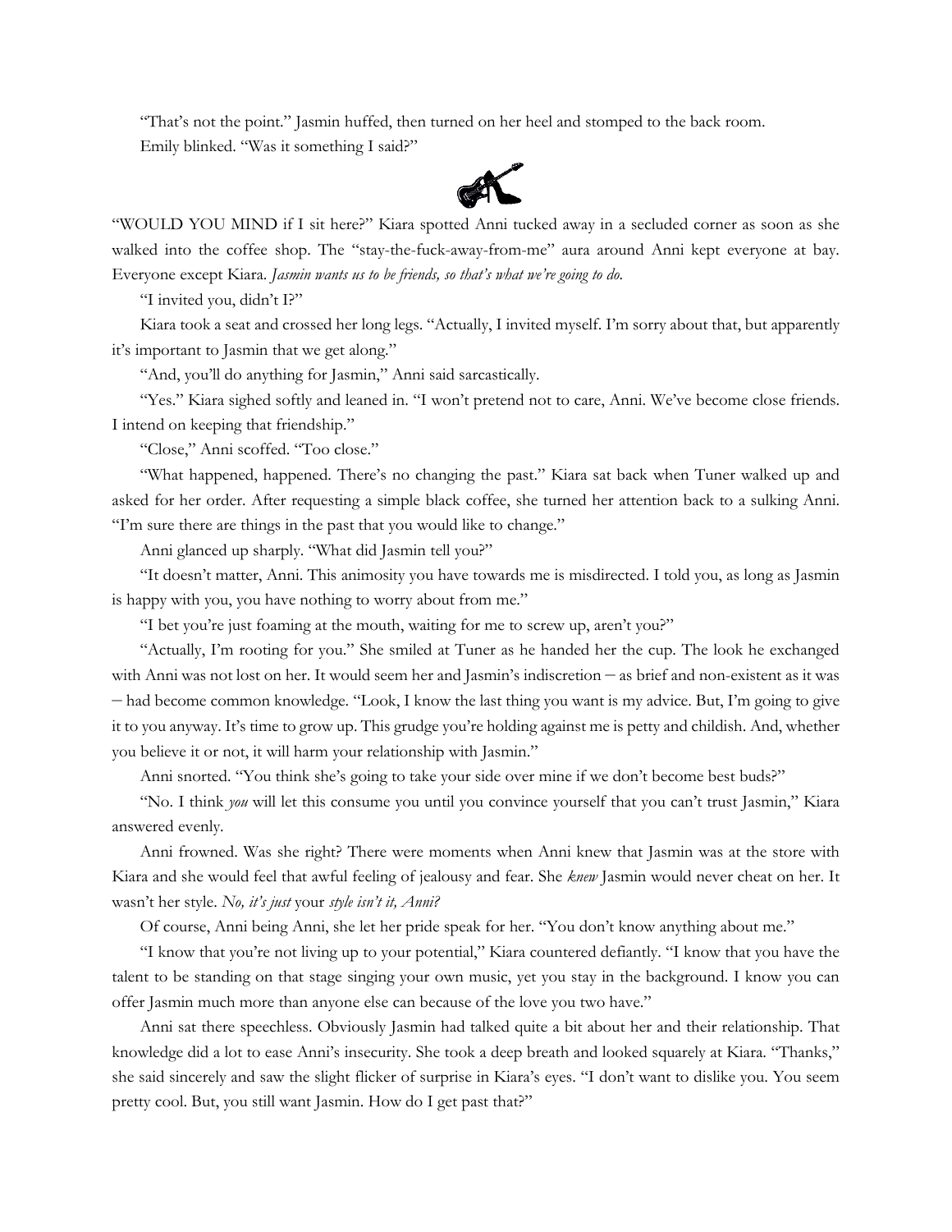"That's not the point." Jasmin huffed, then turned on her heel and stomped to the back room.

Emily blinked. "Was it something I said?"

"WOULD YOU MIND if I sit here?" Kiara spotted Anni tucked away in a secluded corner as soon as she walked into the coffee shop. The "stay-the-fuck-away-from-me" aura around Anni kept everyone at bay. Everyone except Kiara. *Jasmin wants us to be friends, so that's what we're going to do.*

"I invited you, didn't I?"

Kiara took a seat and crossed her long legs. "Actually, I invited myself. I'm sorry about that, but apparently it's important to Jasmin that we get along."

"And, you'll do anything for Jasmin," Anni said sarcastically.

"Yes." Kiara sighed softly and leaned in. "I won't pretend not to care, Anni. We've become close friends. I intend on keeping that friendship."

"Close," Anni scoffed. "Too close."

"What happened, happened. There's no changing the past." Kiara sat back when Tuner walked up and asked for her order. After requesting a simple black coffee, she turned her attention back to a sulking Anni. "I'm sure there are things in the past that you would like to change."

Anni glanced up sharply. "What did Jasmin tell you?"

"It doesn't matter, Anni. This animosity you have towards me is misdirected. I told you, as long as Jasmin is happy with you, you have nothing to worry about from me."

"I bet you're just foaming at the mouth, waiting for me to screw up, aren't you?"

"Actually, I'm rooting for you." She smiled at Tuner as he handed her the cup. The look he exchanged with Anni was not lost on her. It would seem her and Jasmin's indiscretion – as brief and non-existent as it was – had become common knowledge. "Look, I know the last thing you want is my advice. But, I'm going to give it to you anyway. It's time to grow up. This grudge you're holding against me is petty and childish. And, whether you believe it or not, it will harm your relationship with Jasmin."

Anni snorted. "You think she's going to take your side over mine if we don't become best buds?"

"No. I think *you* will let this consume you until you convince yourself that you can't trust Jasmin," Kiara answered evenly.

Anni frowned. Was she right? There were moments when Anni knew that Jasmin was at the store with Kiara and she would feel that awful feeling of jealousy and fear. She *knew* Jasmin would never cheat on her. It wasn't her style. *No, it's just* your *style isn't it, Anni?*

Of course, Anni being Anni, she let her pride speak for her. "You don't know anything about me."

"I know that you're not living up to your potential," Kiara countered defiantly. "I know that you have the talent to be standing on that stage singing your own music, yet you stay in the background. I know you can offer Jasmin much more than anyone else can because of the love you two have."

Anni sat there speechless. Obviously Jasmin had talked quite a bit about her and their relationship. That knowledge did a lot to ease Anni's insecurity. She took a deep breath and looked squarely at Kiara. "Thanks," she said sincerely and saw the slight flicker of surprise in Kiara's eyes. "I don't want to dislike you. You seem pretty cool. But, you still want Jasmin. How do I get past that?"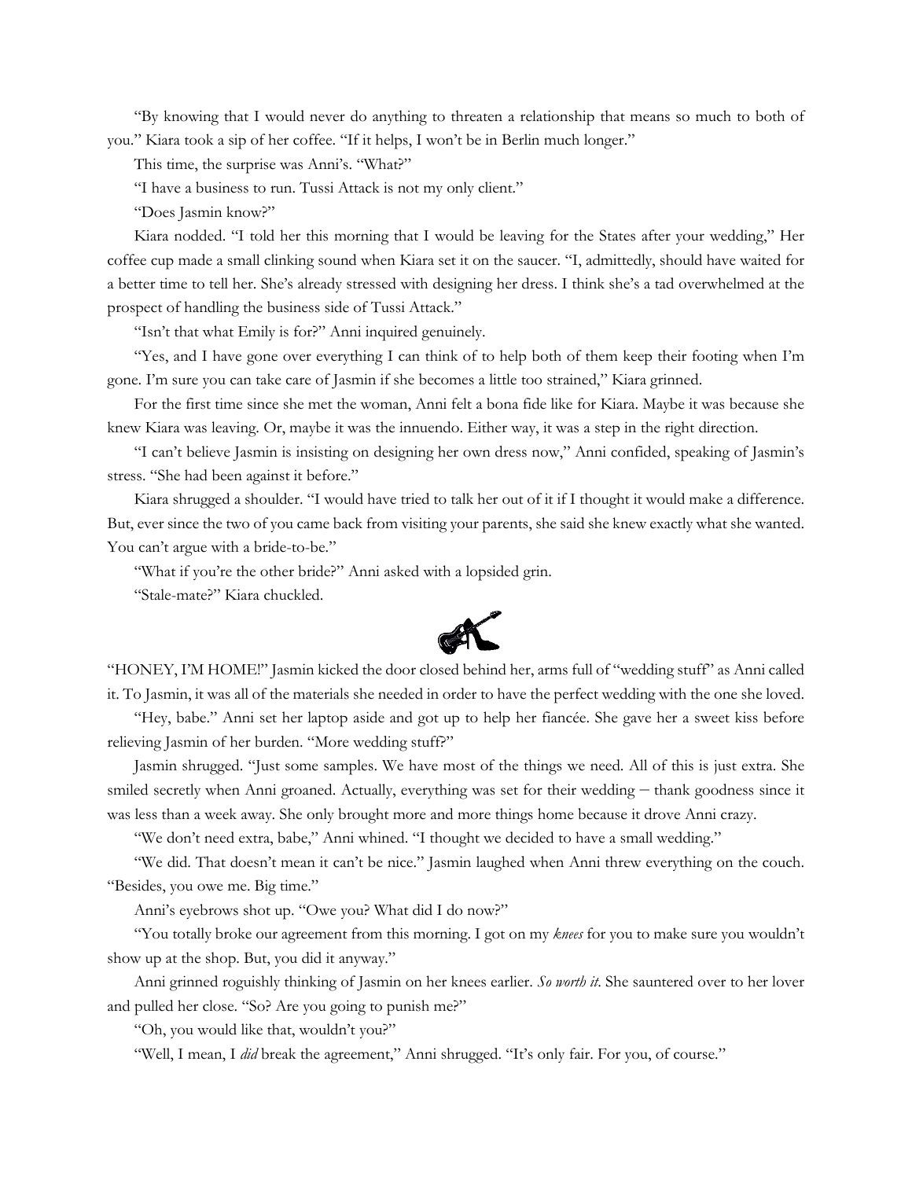"By knowing that I would never do anything to threaten a relationship that means so much to both of you." Kiara took a sip of her coffee. "If it helps, I won't be in Berlin much longer."

This time, the surprise was Anni's. "What?"

"I have a business to run. Tussi Attack is not my only client."

"Does Jasmin know?"

Kiara nodded. "I told her this morning that I would be leaving for the States after your wedding," Her coffee cup made a small clinking sound when Kiara set it on the saucer. "I, admittedly, should have waited for a better time to tell her. She's already stressed with designing her dress. I think she's a tad overwhelmed at the prospect of handling the business side of Tussi Attack."

"Isn't that what Emily is for?" Anni inquired genuinely.

"Yes, and I have gone over everything I can think of to help both of them keep their footing when I'm gone. I'm sure you can take care of Jasmin if she becomes a little too strained," Kiara grinned.

For the first time since she met the woman, Anni felt a bona fide like for Kiara. Maybe it was because she knew Kiara was leaving. Or, maybe it was the innuendo. Either way, it was a step in the right direction.

"I can't believe Jasmin is insisting on designing her own dress now," Anni confided, speaking of Jasmin's stress. "She had been against it before."

Kiara shrugged a shoulder. "I would have tried to talk her out of it if I thought it would make a difference. But, ever since the two of you came back from visiting your parents, she said she knew exactly what she wanted. You can't argue with a bride-to-be."

"What if you're the other bride?" Anni asked with a lopsided grin.

"Stale-mate?" Kiara chuckled.

"HONEY, I'M HOME!" Jasmin kicked the door closed behind her, arms full of "wedding stuff" as Anni called it. To Jasmin, it was all of the materials she needed in order to have the perfect wedding with the one she loved.

"Hey, babe." Anni set her laptop aside and got up to help her fiancée. She gave her a sweet kiss before relieving Jasmin of her burden. "More wedding stuff?"

Jasmin shrugged. "Just some samples. We have most of the things we need. All of this is just extra. She smiled secretly when Anni groaned. Actually, everything was set for their wedding – thank goodness since it was less than a week away. She only brought more and more things home because it drove Anni crazy.

"We don't need extra, babe," Anni whined. "I thought we decided to have a small wedding."

"We did. That doesn't mean it can't be nice." Jasmin laughed when Anni threw everything on the couch. "Besides, you owe me. Big time."

Anni's eyebrows shot up. "Owe you? What did I do now?"

"You totally broke our agreement from this morning. I got on my *knees* for you to make sure you wouldn't show up at the shop. But, you did it anyway."

Anni grinned roguishly thinking of Jasmin on her knees earlier. *So worth it.* She sauntered over to her lover and pulled her close. "So? Are you going to punish me?"

"Oh, you would like that, wouldn't you?"

"Well, I mean, I *did* break the agreement," Anni shrugged. "It's only fair. For you, of course."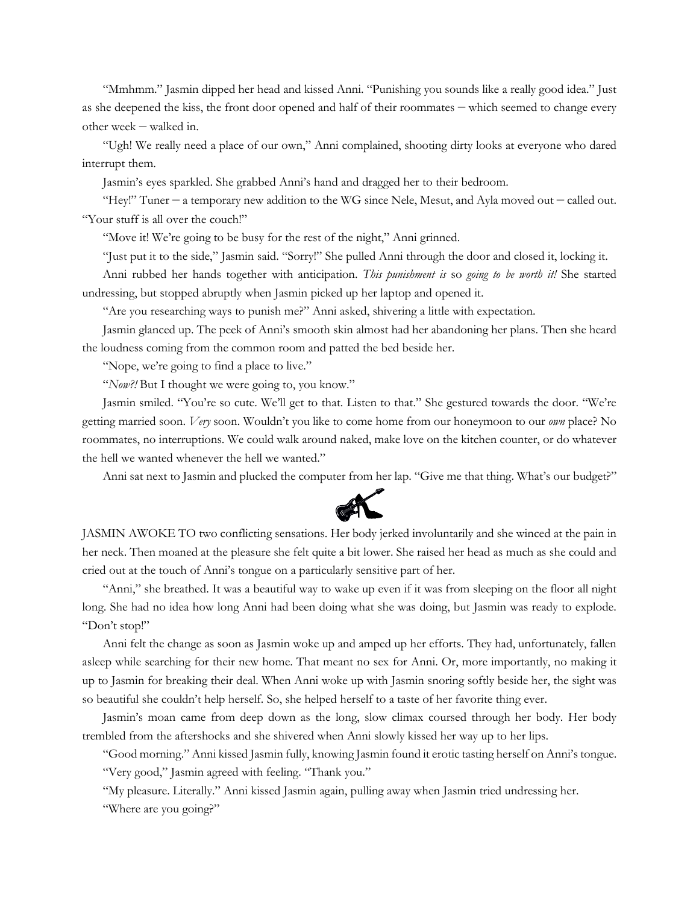"Mmhmm." Jasmin dipped her head and kissed Anni. "Punishing you sounds like a really good idea." Just as she deepened the kiss, the front door opened and half of their roommates – which seemed to change every other week – walked in.

"Ugh! We really need a place of our own," Anni complained, shooting dirty looks at everyone who dared interrupt them.

Jasmin's eyes sparkled. She grabbed Anni's hand and dragged her to their bedroom.

"Hey!" Tuner – a temporary new addition to the WG since Nele, Mesut, and Ayla moved out – called out. "Your stuff is all over the couch!"

"Move it! We're going to be busy for the rest of the night," Anni grinned.

"Just put it to the side," Jasmin said. "Sorry!" She pulled Anni through the door and closed it, locking it.

Anni rubbed her hands together with anticipation. *This punishment is* so *going to be worth it!* She started undressing, but stopped abruptly when Jasmin picked up her laptop and opened it.

"Are you researching ways to punish me?" Anni asked, shivering a little with expectation.

Jasmin glanced up. The peek of Anni's smooth skin almost had her abandoning her plans. Then she heard the loudness coming from the common room and patted the bed beside her.

"Nope, we're going to find a place to live."

"*Now?!* But I thought we were going to, you know."

Jasmin smiled. "You're so cute. We'll get to that. Listen to that." She gestured towards the door. "We're getting married soon. *Very* soon. Wouldn't you like to come home from our honeymoon to our *own* place? No roommates, no interruptions. We could walk around naked, make love on the kitchen counter, or do whatever the hell we wanted whenever the hell we wanted."

Anni sat next to Jasmin and plucked the computer from her lap. "Give me that thing. What's our budget?"

JASMIN AWOKE TO two conflicting sensations. Her body jerked involuntarily and she winced at the pain in her neck. Then moaned at the pleasure she felt quite a bit lower. She raised her head as much as she could and cried out at the touch of Anni's tongue on a particularly sensitive part of her.

"Anni," she breathed. It was a beautiful way to wake up even if it was from sleeping on the floor all night long. She had no idea how long Anni had been doing what she was doing, but Jasmin was ready to explode. "Don't stop!"

Anni felt the change as soon as Jasmin woke up and amped up her efforts. They had, unfortunately, fallen asleep while searching for their new home. That meant no sex for Anni. Or, more importantly, no making it up to Jasmin for breaking their deal. When Anni woke up with Jasmin snoring softly beside her, the sight was so beautiful she couldn't help herself. So, she helped herself to a taste of her favorite thing ever.

Jasmin's moan came from deep down as the long, slow climax coursed through her body. Her body trembled from the aftershocks and she shivered when Anni slowly kissed her way up to her lips.

"Good morning." Anni kissed Jasmin fully, knowing Jasmin found it erotic tasting herself on Anni's tongue.

"Very good," Jasmin agreed with feeling. "Thank you."

"My pleasure. Literally." Anni kissed Jasmin again, pulling away when Jasmin tried undressing her.

"Where are you going?"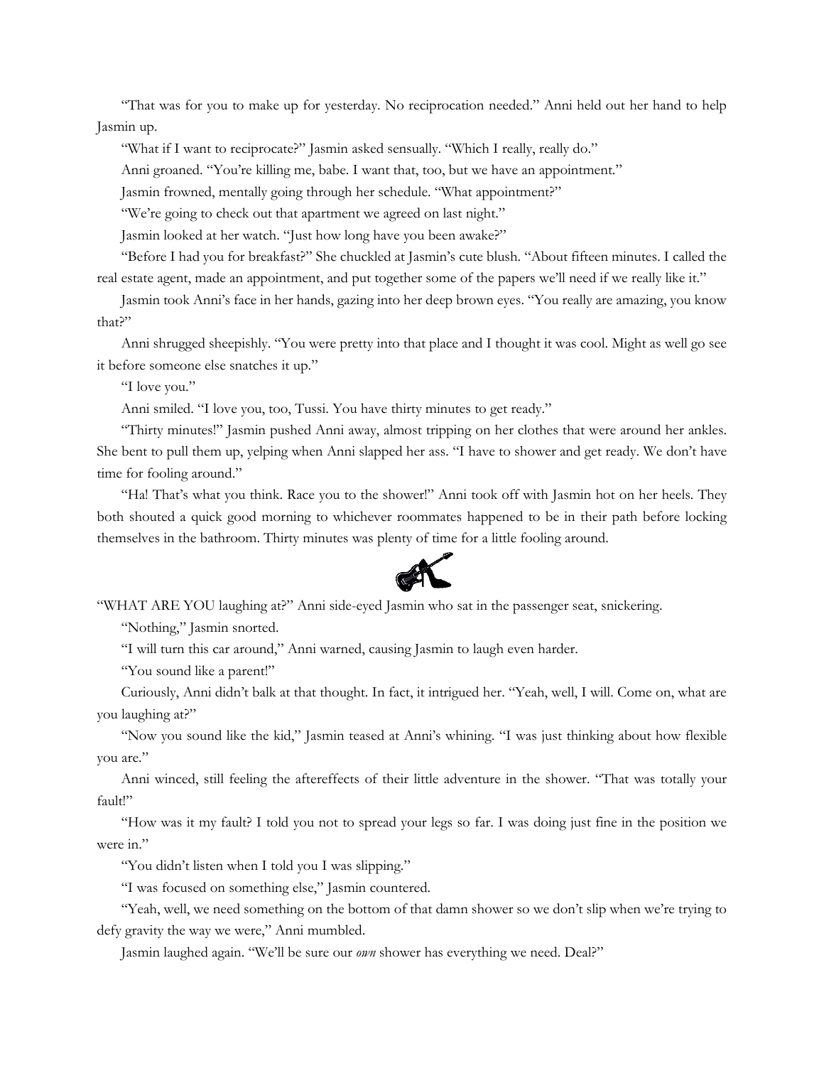"That was for you to make up for yesterday. No reciprocation needed." Anni held out her hand to help Jasmin up.

"What if I want to reciprocate?" Jasmin asked sensually. "Which I really, really do."

Anni groaned. "You're killing me, babe. I want that, too, but we have an appointment."

Jasmin frowned, mentally going through her schedule. "What appointment?"

"We're going to check out that apartment we agreed on last night."

Jasmin looked at her watch. "Just how long have you been awake?"

"Before I had you for breakfast?" She chuckled at Jasmin's cute blush. "About fifteen minutes. I called the real estate agent, made an appointment, and put together some of the papers we'll need if we really like it."

Jasmin took Anni's face in her hands, gazing into her deep brown eyes. "You really are amazing, you know that?"

Anni shrugged sheepishly. "You were pretty into that place and I thought it was cool. Might as well go see it before someone else snatches it up."

"I love you."

Anni smiled. "I love you, too, Tussi. You have thirty minutes to get ready."

"Thirty minutes!" Jasmin pushed Anni away, almost tripping on her clothes that were around her ankles. She bent to pull them up, yelping when Anni slapped her ass. "I have to shower and get ready. We don't have time for fooling around."

"Ha! That's what you think. Race you to the shower!" Anni took off with Jasmin hot on her heels. They both shouted a quick good morning to whichever roommates happened to be in their path before locking themselves in the bathroom. Thirty minutes was plenty of time for a little fooling around.

"WHAT ARE YOU laughing at?" Anni side-eyed Jasmin who sat in the passenger seat, snickering.

"Nothing," Jasmin snorted.

"I will turn this car around," Anni warned, causing Jasmin to laugh even harder.

"You sound like a parent!"

Curiously, Anni didn't balk at that thought. In fact, it intrigued her. "Yeah, well, I will. Come on, what are you laughing at?"

"Now you sound like the kid," Jasmin teased at Anni's whining. "I was just thinking about how flexible you are."

Anni winced, still feeling the aftereffects of their little adventure in the shower. "That was totally your fault!"

"How was it my fault? I told you not to spread your legs so far. I was doing just fine in the position we were in."

"You didn't listen when I told you I was slipping."

"I was focused on something else," Jasmin countered.

"Yeah, well, we need something on the bottom of that damn shower so we don't slip when we're trying to defy gravity the way we were," Anni mumbled.

Jasmin laughed again. "We'll be sure our *own* shower has everything we need. Deal?"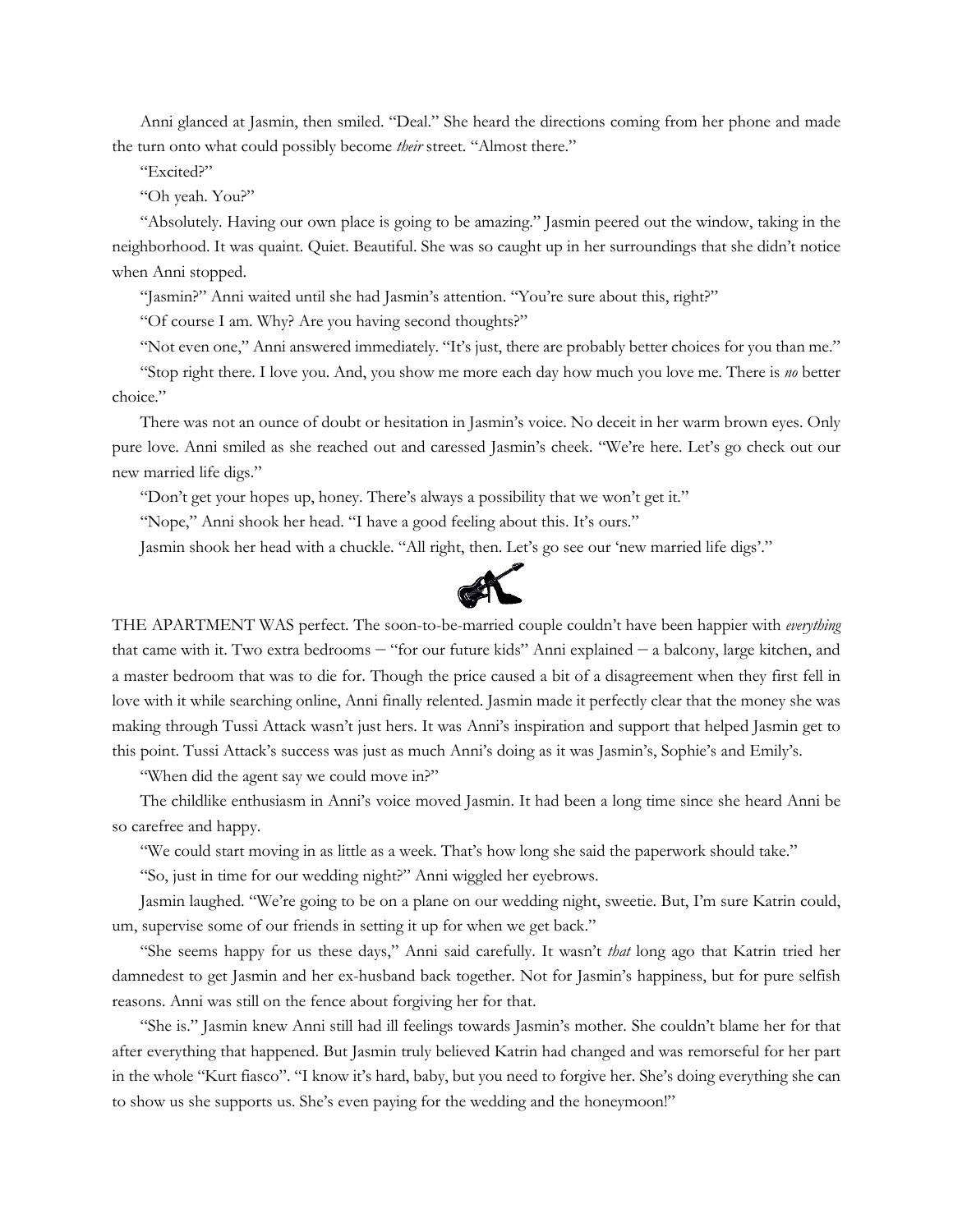Anni glanced at Jasmin, then smiled. "Deal." She heard the directions coming from her phone and made the turn onto what could possibly become *their* street. "Almost there."

"Excited?"

"Oh yeah. You?"

"Absolutely. Having our own place is going to be amazing." Jasmin peered out the window, taking in the neighborhood. It was quaint. Quiet. Beautiful. She was so caught up in her surroundings that she didn't notice when Anni stopped.

"Jasmin?" Anni waited until she had Jasmin's attention. "You're sure about this, right?"

"Of course I am. Why? Are you having second thoughts?"

"Not even one," Anni answered immediately. "It's just, there are probably better choices for you than me."

"Stop right there. I love you. And, you show me more each day how much you love me. There is *no* better choice."

There was not an ounce of doubt or hesitation in Jasmin's voice. No deceit in her warm brown eyes. Only pure love. Anni smiled as she reached out and caressed Jasmin's cheek. "We're here. Let's go check out our new married life digs."

"Don't get your hopes up, honey. There's always a possibility that we won't get it."

"Nope," Anni shook her head. "I have a good feeling about this. It's ours."

Jasmin shook her head with a chuckle. "All right, then. Let's go see our 'new married life digs'."

THE APARTMENT WAS perfect. The soon-to-be-married couple couldn't have been happier with *everything* that came with it. Two extra bedrooms – "for our future kids" Anni explained – a balcony, large kitchen, and a master bedroom that was to die for. Though the price caused a bit of a disagreement when they first fell in love with it while searching online, Anni finally relented. Jasmin made it perfectly clear that the money she was making through Tussi Attack wasn't just hers. It was Anni's inspiration and support that helped Jasmin get to this point. Tussi Attack's success was just as much Anni's doing as it was Jasmin's, Sophie's and Emily's.

"When did the agent say we could move in?"

The childlike enthusiasm in Anni's voice moved Jasmin. It had been a long time since she heard Anni be so carefree and happy.

"We could start moving in as little as a week. That's how long she said the paperwork should take."

"So, just in time for our wedding night?" Anni wiggled her eyebrows.

Jasmin laughed. "We're going to be on a plane on our wedding night, sweetie. But, I'm sure Katrin could, um, supervise some of our friends in setting it up for when we get back."

"She seems happy for us these days," Anni said carefully. It wasn't *that* long ago that Katrin tried her damnedest to get Jasmin and her ex-husband back together. Not for Jasmin's happiness, but for pure selfish reasons. Anni was still on the fence about forgiving her for that.

"She is." Jasmin knew Anni still had ill feelings towards Jasmin's mother. She couldn't blame her for that after everything that happened. But Jasmin truly believed Katrin had changed and was remorseful for her part in the whole "Kurt fiasco". "I know it's hard, baby, but you need to forgive her. She's doing everything she can to show us she supports us. She's even paying for the wedding and the honeymoon!"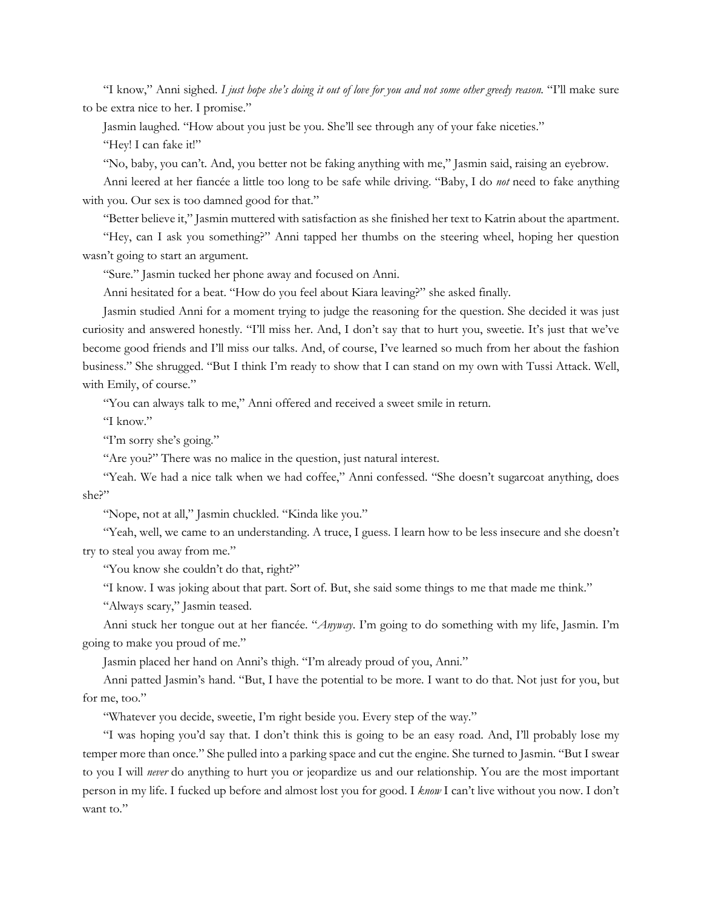"I know," Anni sighed. *I just hope she's doing it out of love for you and not some other greedy reason.* "I'll make sure to be extra nice to her. I promise."

Jasmin laughed. "How about you just be you. She'll see through any of your fake niceties."

"Hey! I can fake it!"

"No, baby, you can't. And, you better not be faking anything with me," Jasmin said, raising an eyebrow.

Anni leered at her fiancée a little too long to be safe while driving. "Baby, I do *not* need to fake anything with you. Our sex is too damned good for that."

"Better believe it," Jasmin muttered with satisfaction as she finished her text to Katrin about the apartment.

"Hey, can I ask you something?" Anni tapped her thumbs on the steering wheel, hoping her question wasn't going to start an argument.

"Sure." Jasmin tucked her phone away and focused on Anni.

Anni hesitated for a beat. "How do you feel about Kiara leaving?" she asked finally.

Jasmin studied Anni for a moment trying to judge the reasoning for the question. She decided it was just curiosity and answered honestly. "I'll miss her. And, I don't say that to hurt you, sweetie. It's just that we've become good friends and I'll miss our talks. And, of course, I've learned so much from her about the fashion business." She shrugged. "But I think I'm ready to show that I can stand on my own with Tussi Attack. Well, with Emily, of course."

"You can always talk to me," Anni offered and received a sweet smile in return.

"I know."

"I'm sorry she's going."

"Are you?" There was no malice in the question, just natural interest.

"Yeah. We had a nice talk when we had coffee," Anni confessed. "She doesn't sugarcoat anything, does she?"

"Nope, not at all," Jasmin chuckled. "Kinda like you."

"Yeah, well, we came to an understanding. A truce, I guess. I learn how to be less insecure and she doesn't try to steal you away from me."

"You know she couldn't do that, right?"

"I know. I was joking about that part. Sort of. But, she said some things to me that made me think."

"Always scary," Jasmin teased.

Anni stuck her tongue out at her fiancée. "*Anyway*. I'm going to do something with my life, Jasmin. I'm going to make you proud of me."

Jasmin placed her hand on Anni's thigh. "I'm already proud of you, Anni."

Anni patted Jasmin's hand. "But, I have the potential to be more. I want to do that. Not just for you, but for me, too."

"Whatever you decide, sweetie, I'm right beside you. Every step of the way."

"I was hoping you'd say that. I don't think this is going to be an easy road. And, I'll probably lose my temper more than once." She pulled into a parking space and cut the engine. She turned to Jasmin. "But I swear to you I will *never* do anything to hurt you or jeopardize us and our relationship. You are the most important person in my life. I fucked up before and almost lost you for good. I *know* I can't live without you now. I don't want to."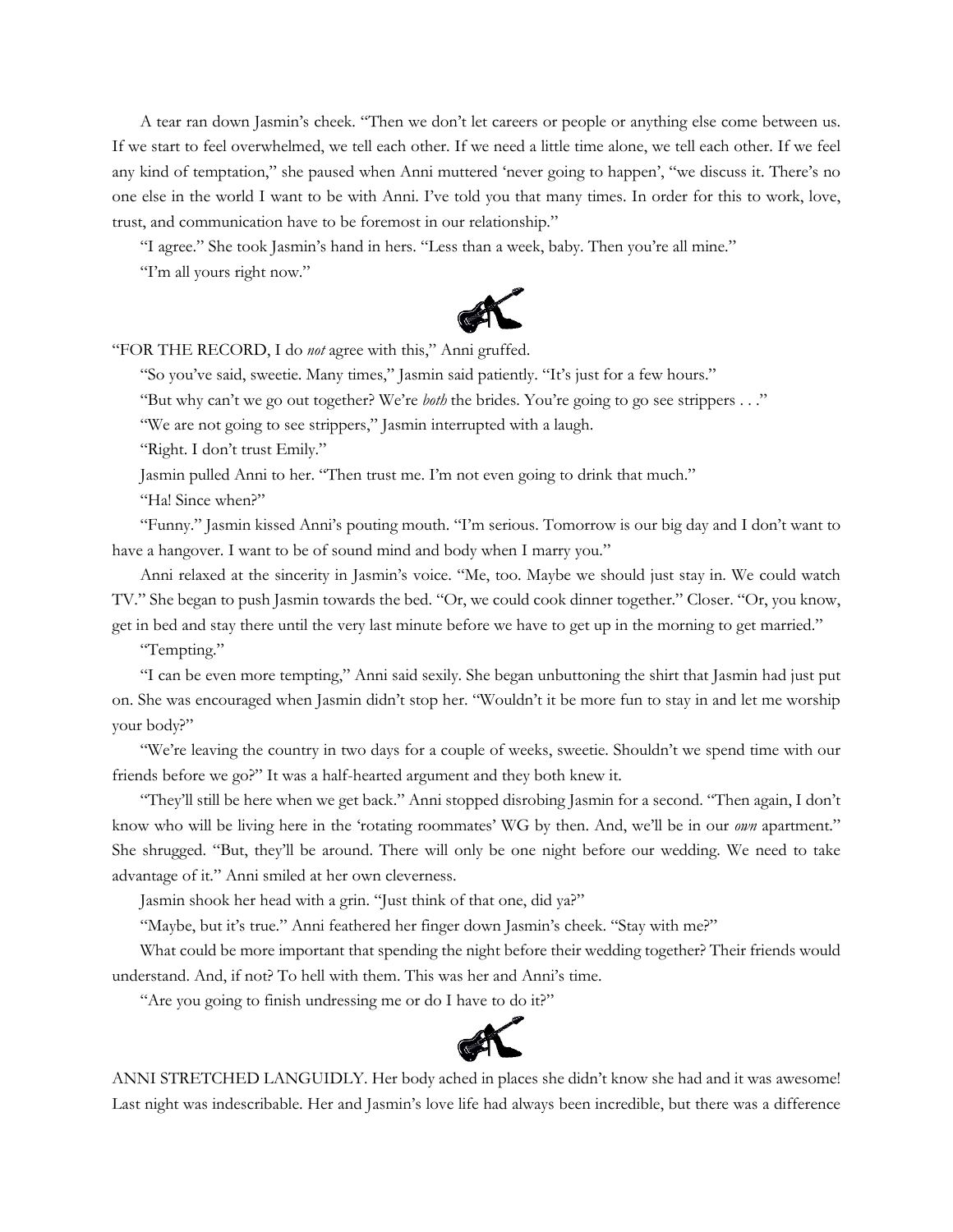A tear ran down Jasmin's cheek. "Then we don't let careers or people or anything else come between us. If we start to feel overwhelmed, we tell each other. If we need a little time alone, we tell each other. If we feel any kind of temptation," she paused when Anni muttered 'never going to happen', "we discuss it. There's no one else in the world I want to be with Anni. I've told you that many times. In order for this to work, love, trust, and communication have to be foremost in our relationship."

"I agree." She took Jasmin's hand in hers. "Less than a week, baby. Then you're all mine."

"I'm all yours right now."

"FOR THE RECORD, I do *not* agree with this," Anni gruffed.

"So you've said, sweetie. Many times," Jasmin said patiently. "It's just for a few hours."

"But why can't we go out together? We're *both* the brides. You're going to go see strippers . . ."

"We are not going to see strippers," Jasmin interrupted with a laugh.

"Right. I don't trust Emily."

Jasmin pulled Anni to her. "Then trust me. I'm not even going to drink that much."

"Ha! Since when?"

"Funny." Jasmin kissed Anni's pouting mouth. "I'm serious. Tomorrow is our big day and I don't want to have a hangover. I want to be of sound mind and body when I marry you."

Anni relaxed at the sincerity in Jasmin's voice. "Me, too. Maybe we should just stay in. We could watch TV." She began to push Jasmin towards the bed. "Or, we could cook dinner together." Closer. "Or, you know, get in bed and stay there until the very last minute before we have to get up in the morning to get married."

"Tempting."

"I can be even more tempting," Anni said sexily. She began unbuttoning the shirt that Jasmin had just put on. She was encouraged when Jasmin didn't stop her. "Wouldn't it be more fun to stay in and let me worship your body?"

"We're leaving the country in two days for a couple of weeks, sweetie. Shouldn't we spend time with our friends before we go?" It was a half-hearted argument and they both knew it.

"They'll still be here when we get back." Anni stopped disrobing Jasmin for a second. "Then again, I don't know who will be living here in the 'rotating roommates' WG by then. And, we'll be in our *own* apartment." She shrugged. "But, they'll be around. There will only be one night before our wedding. We need to take advantage of it." Anni smiled at her own cleverness.

Jasmin shook her head with a grin. "Just think of that one, did ya?"

"Maybe, but it's true." Anni feathered her finger down Jasmin's cheek. "Stay with me?"

What could be more important that spending the night before their wedding together? Their friends would understand. And, if not? To hell with them. This was her and Anni's time.

"Are you going to finish undressing me or do I have to do it?"

ANNI STRETCHED LANGUIDLY. Her body ached in places she didn't know she had and it was awesome! Last night was indescribable. Her and Jasmin's love life had always been incredible, but there was a difference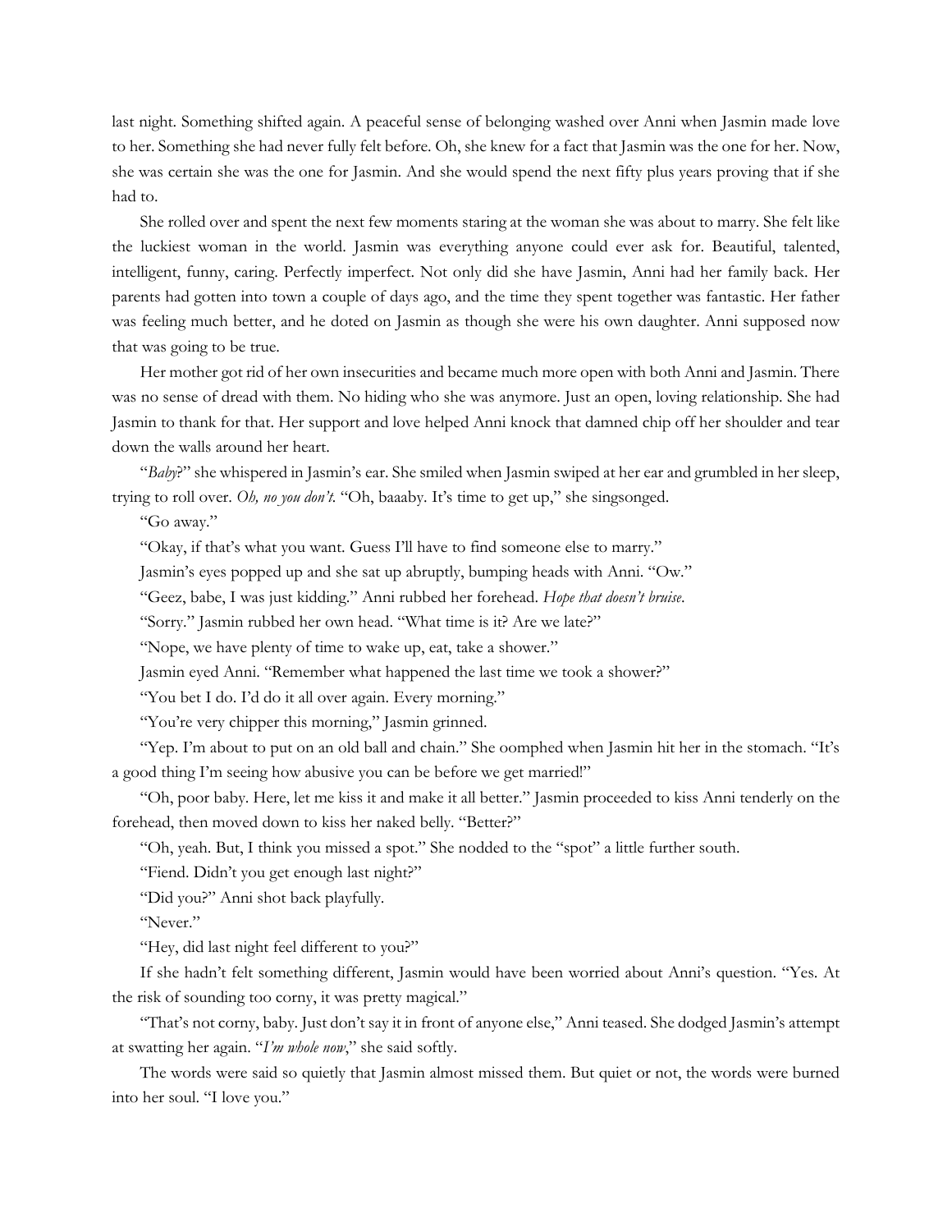last night. Something shifted again. A peaceful sense of belonging washed over Anni when Jasmin made love to her. Something she had never fully felt before. Oh, she knew for a fact that Jasmin was the one for her. Now, she was certain she was the one for Jasmin. And she would spend the next fifty plus years proving that if she had to.

She rolled over and spent the next few moments staring at the woman she was about to marry. She felt like the luckiest woman in the world. Jasmin was everything anyone could ever ask for. Beautiful, talented, intelligent, funny, caring. Perfectly imperfect. Not only did she have Jasmin, Anni had her family back. Her parents had gotten into town a couple of days ago, and the time they spent together was fantastic. Her father was feeling much better, and he doted on Jasmin as though she were his own daughter. Anni supposed now that was going to be true.

Her mother got rid of her own insecurities and became much more open with both Anni and Jasmin. There was no sense of dread with them. No hiding who she was anymore. Just an open, loving relationship. She had Jasmin to thank for that. Her support and love helped Anni knock that damned chip off her shoulder and tear down the walls around her heart.

"*Baby*?" she whispered in Jasmin's ear. She smiled when Jasmin swiped at her ear and grumbled in her sleep, trying to roll over. *Oh, no you don't.* "Oh, baaaby. It's time to get up," she singsonged.

"Go away."

"Okay, if that's what you want. Guess I'll have to find someone else to marry."

Jasmin's eyes popped up and she sat up abruptly, bumping heads with Anni. "Ow."

"Geez, babe, I was just kidding." Anni rubbed her forehead. *Hope that doesn't bruise.*

"Sorry." Jasmin rubbed her own head. "What time is it? Are we late?"

"Nope, we have plenty of time to wake up, eat, take a shower."

Jasmin eyed Anni. "Remember what happened the last time we took a shower?"

"You bet I do. I'd do it all over again. Every morning."

"You're very chipper this morning," Jasmin grinned.

"Yep. I'm about to put on an old ball and chain." She oomphed when Jasmin hit her in the stomach. "It's a good thing I'm seeing how abusive you can be before we get married!"

"Oh, poor baby. Here, let me kiss it and make it all better." Jasmin proceeded to kiss Anni tenderly on the forehead, then moved down to kiss her naked belly. "Better?"

"Oh, yeah. But, I think you missed a spot." She nodded to the "spot" a little further south.

"Fiend. Didn't you get enough last night?"

"Did you?" Anni shot back playfully.

"Never."

"Hey, did last night feel different to you?"

If she hadn't felt something different, Jasmin would have been worried about Anni's question. "Yes. At the risk of sounding too corny, it was pretty magical."

"That's not corny, baby. Just don't say it in front of anyone else," Anni teased. She dodged Jasmin's attempt at swatting her again. "*I'm whole now*," she said softly.

The words were said so quietly that Jasmin almost missed them. But quiet or not, the words were burned into her soul. "I love you."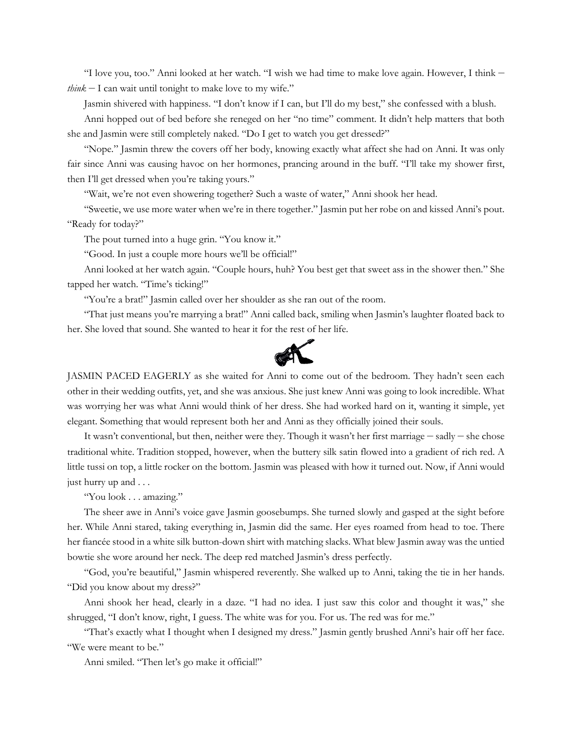"I love you, too." Anni looked at her watch. "I wish we had time to make love again. However, I think – *think* – I can wait until tonight to make love to my wife."

Jasmin shivered with happiness. "I don't know if I can, but I'll do my best," she confessed with a blush.

Anni hopped out of bed before she reneged on her "no time" comment. It didn't help matters that both she and Jasmin were still completely naked. "Do I get to watch you get dressed?"

"Nope." Jasmin threw the covers off her body, knowing exactly what affect she had on Anni. It was only fair since Anni was causing havoc on her hormones, prancing around in the buff. "I'll take my shower first, then I'll get dressed when you're taking yours."

"Wait, we're not even showering together? Such a waste of water," Anni shook her head.

"Sweetie, we use more water when we're in there together." Jasmin put her robe on and kissed Anni's pout. "Ready for today?"

The pout turned into a huge grin. "You know it."

"Good. In just a couple more hours we'll be official!"

Anni looked at her watch again. "Couple hours, huh? You best get that sweet ass in the shower then." She tapped her watch. "Time's ticking!"

"You're a brat!" Jasmin called over her shoulder as she ran out of the room.

"That just means you're marrying a brat!" Anni called back, smiling when Jasmin's laughter floated back to her. She loved that sound. She wanted to hear it for the rest of her life.

JASMIN PACED EAGERLY as she waited for Anni to come out of the bedroom. They hadn't seen each other in their wedding outfits, yet, and she was anxious. She just knew Anni was going to look incredible. What was worrying her was what Anni would think of her dress. She had worked hard on it, wanting it simple, yet elegant. Something that would represent both her and Anni as they officially joined their souls.

It wasn't conventional, but then, neither were they. Though it wasn't her first marriage – sadly – she chose traditional white. Tradition stopped, however, when the buttery silk satin flowed into a gradient of rich red. A little tussi on top, a little rocker on the bottom. Jasmin was pleased with how it turned out. Now, if Anni would just hurry up and . . .

"You look . . . amazing."

The sheer awe in Anni's voice gave Jasmin goosebumps. She turned slowly and gasped at the sight before her. While Anni stared, taking everything in, Jasmin did the same. Her eyes roamed from head to toe. There her fiancée stood in a white silk button-down shirt with matching slacks. What blew Jasmin away was the untied bowtie she wore around her neck. The deep red matched Jasmin's dress perfectly.

"God, you're beautiful," Jasmin whispered reverently. She walked up to Anni, taking the tie in her hands. "Did you know about my dress?"

Anni shook her head, clearly in a daze. "I had no idea. I just saw this color and thought it was," she shrugged, "I don't know, right, I guess. The white was for you. For us. The red was for me."

"That's exactly what I thought when I designed my dress." Jasmin gently brushed Anni's hair off her face. "We were meant to be."

Anni smiled. "Then let's go make it official!"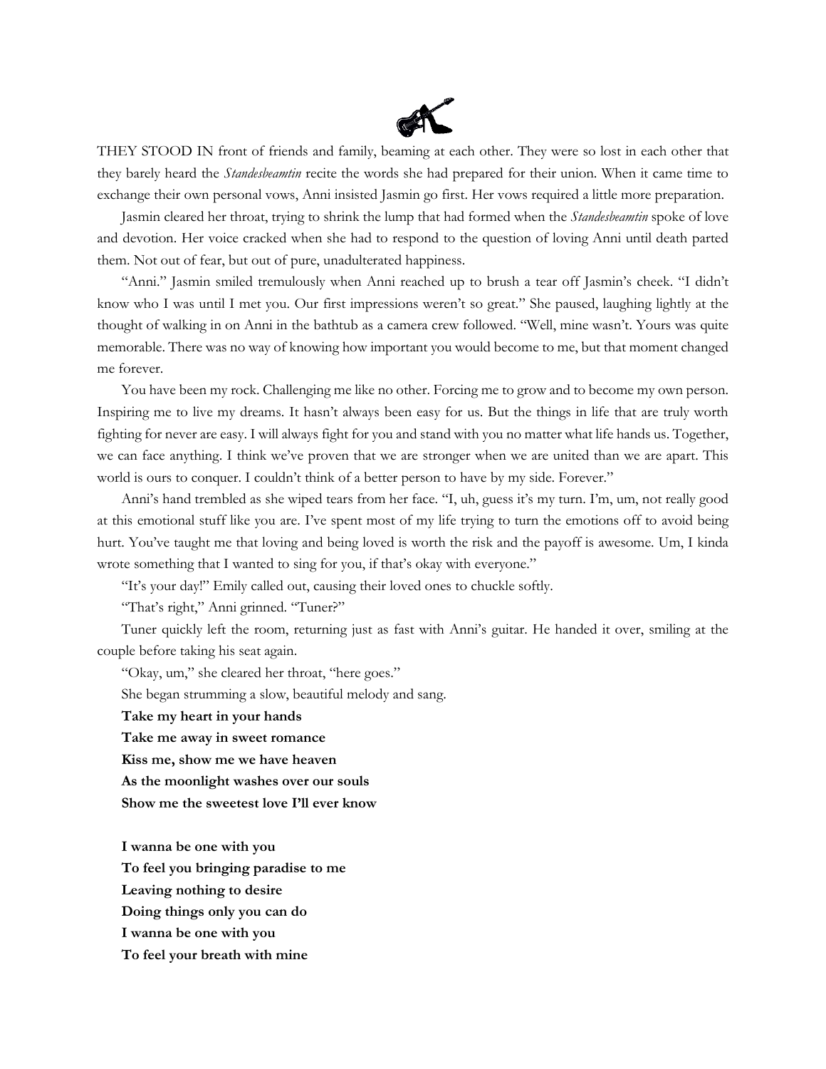THEY STOOD IN front of friends and family, beaming at each other. They were so lost in each other that they barely heard the *Standesbeamtin* recite the words she had prepared for their union. When it came time to exchange their own personal vows, Anni insisted Jasmin go first. Her vows required a little more preparation.

Jasmin cleared her throat, trying to shrink the lump that had formed when the *Standesbeamtin* spoke of love and devotion. Her voice cracked when she had to respond to the question of loving Anni until death parted them. Not out of fear, but out of pure, unadulterated happiness.

"Anni." Jasmin smiled tremulously when Anni reached up to brush a tear off Jasmin's cheek. "I didn't know who I was until I met you. Our first impressions weren't so great." She paused, laughing lightly at the thought of walking in on Anni in the bathtub as a camera crew followed. "Well, mine wasn't. Yours was quite memorable. There was no way of knowing how important you would become to me, but that moment changed me forever.

You have been my rock. Challenging me like no other. Forcing me to grow and to become my own person. Inspiring me to live my dreams. It hasn't always been easy for us. But the things in life that are truly worth fighting for never are easy. I will always fight for you and stand with you no matter what life hands us. Together, we can face anything. I think we've proven that we are stronger when we are united than we are apart. This world is ours to conquer. I couldn't think of a better person to have by my side. Forever."

Anni's hand trembled as she wiped tears from her face. "I, uh, guess it's my turn. I'm, um, not really good at this emotional stuff like you are. I've spent most of my life trying to turn the emotions off to avoid being hurt. You've taught me that loving and being loved is worth the risk and the payoff is awesome. Um, I kinda wrote something that I wanted to sing for you, if that's okay with everyone."

"It's your day!" Emily called out, causing their loved ones to chuckle softly.

"That's right," Anni grinned. "Tuner?"

Tuner quickly left the room, returning just as fast with Anni's guitar. He handed it over, smiling at the couple before taking his seat again.

"Okay, um," she cleared her throat, "here goes."

She began strumming a slow, beautiful melody and sang.

**Take my heart in your hands**
**Take me away in sweet romance**
**Kiss me, show me we have heaven**
**As the moonlight washes over our souls**
**Show me the sweetest love I'll ever know**

**I wanna be one with you**
**To feel you bringing paradise to me**
**Leaving nothing to desire**
**Doing things only you can do**
**I wanna be one with you**
**To feel your breath with mine**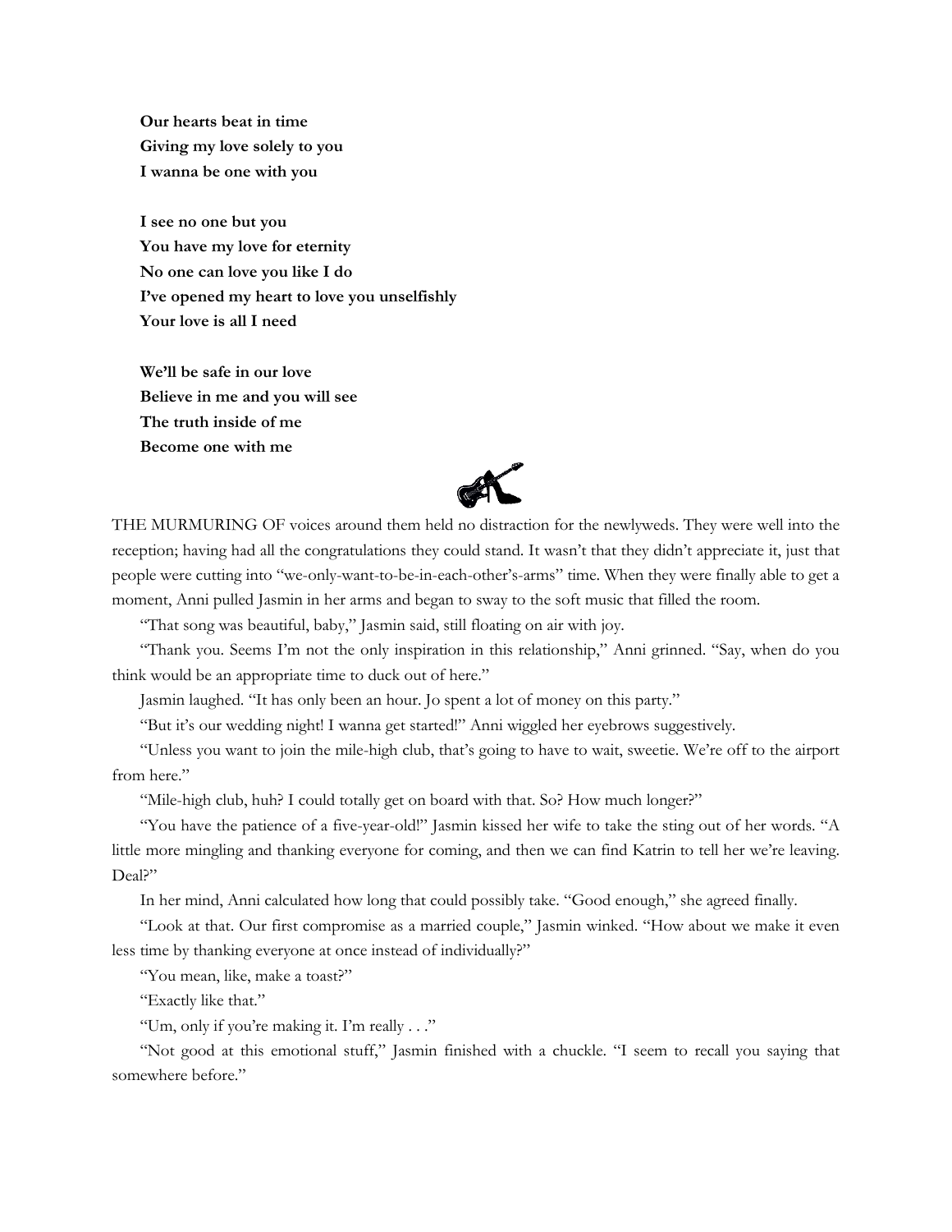**Our hearts beat in time**
**Giving my love solely to you**
**I wanna be one with you**

**I see no one but you**
**You have my love for eternity**
**No one can love you like I do**
**I've opened my heart to love you unselfishly**
**Your love is all I need**

**We'll be safe in our love**
**Believe in me and you will see**
**The truth inside of me**
**Become one with me**

THE MURMURING OF voices around them held no distraction for the newlyweds. They were well into the reception; having had all the congratulations they could stand. It wasn't that they didn't appreciate it, just that people were cutting into "we-only-want-to-be-in-each-other's-arms" time. When they were finally able to get a moment, Anni pulled Jasmin in her arms and began to sway to the soft music that filled the room.

"That song was beautiful, baby," Jasmin said, still floating on air with joy.

"Thank you. Seems I'm not the only inspiration in this relationship," Anni grinned. "Say, when do you think would be an appropriate time to duck out of here."

Jasmin laughed. "It has only been an hour. Jo spent a lot of money on this party."

"But it's our wedding night! I wanna get started!" Anni wiggled her eyebrows suggestively.

"Unless you want to join the mile-high club, that's going to have to wait, sweetie. We're off to the airport from here."

"Mile-high club, huh? I could totally get on board with that. So? How much longer?"

"You have the patience of a five-year-old!" Jasmin kissed her wife to take the sting out of her words. "A little more mingling and thanking everyone for coming, and then we can find Katrin to tell her we're leaving. Deal?"

In her mind, Anni calculated how long that could possibly take. "Good enough," she agreed finally.

"Look at that. Our first compromise as a married couple," Jasmin winked. "How about we make it even less time by thanking everyone at once instead of individually?"

"You mean, like, make a toast?"

"Exactly like that."

"Um, only if you're making it. I'm really . . ."

"Not good at this emotional stuff," Jasmin finished with a chuckle. "I seem to recall you saying that somewhere before."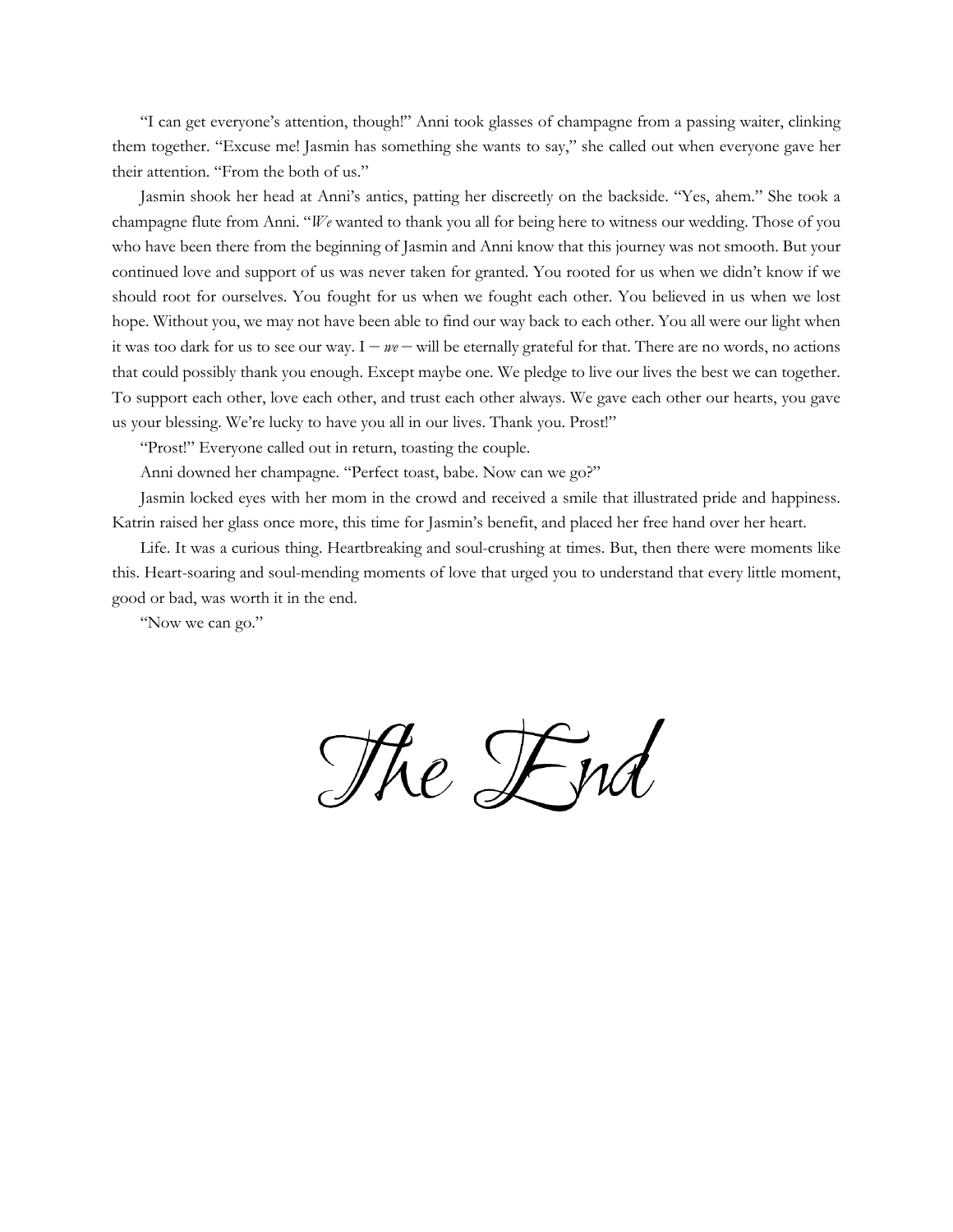"I can get everyone's attention, though!" Anni took glasses of champagne from a passing waiter, clinking them together. "Excuse me! Jasmin has something she wants to say," she called out when everyone gave her their attention. "From the both of us."

Jasmin shook her head at Anni's antics, patting her discreetly on the backside. "Yes, ahem." She took a champagne flute from Anni. "*We* wanted to thank you all for being here to witness our wedding. Those of you who have been there from the beginning of Jasmin and Anni know that this journey was not smooth. But your continued love and support of us was never taken for granted. You rooted for us when we didn't know if we should root for ourselves. You fought for us when we fought each other. You believed in us when we lost hope. Without you, we may not have been able to find our way back to each other. You all were our light when it was too dark for us to see our way. I – *we* – will be eternally grateful for that. There are no words, no actions that could possibly thank you enough. Except maybe one. We pledge to live our lives the best we can together. To support each other, love each other, and trust each other always. We gave each other our hearts, you gave us your blessing. We're lucky to have you all in our lives. Thank you. Prost!"

"Prost!" Everyone called out in return, toasting the couple.

Anni downed her champagne. "Perfect toast, babe. Now can we go?"

Jasmin locked eyes with her mom in the crowd and received a smile that illustrated pride and happiness. Katrin raised her glass once more, this time for Jasmin's benefit, and placed her free hand over her heart.

Life. It was a curious thing. Heartbreaking and soul-crushing at times. But, then there were moments like this. Heart-soaring and soul-mending moments of love that urged you to understand that every little moment, good or bad, was worth it in the end.

"Now we can go."

*The End*